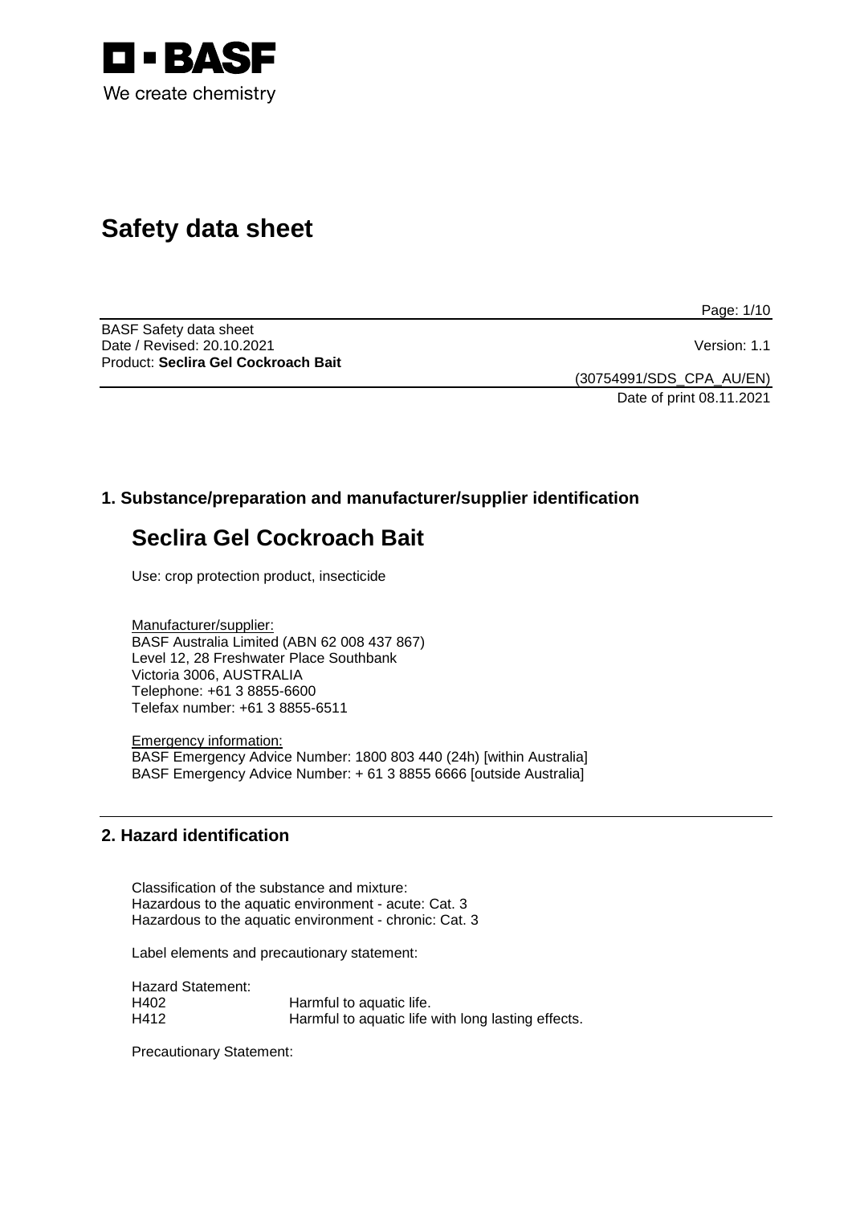BASF

We create chemistry

# Safety data sheet

BASF Safety data sheet
Date / Revised: 20.10.2021
Version: 1.1
Product: **Seclira Gel Cockroach Bait**

(30754991/SDS_CPA_AU/EN)
Date of print 08.11.2021

## 1. Substance/preparation and manufacturer/supplier identification

# Seclira Gel Cockroach Bait

Use: crop protection product, insecticide

Manufacturer/supplier:
BASF Australia Limited (ABN 62 008 437 867)
Level 12, 28 Freshwater Place Southbank
Victoria 3006, AUSTRALIA
Telephone: +61 3 8855-6600
Telefax number: +61 3 8855-6511

Emergency information:
BASF Emergency Advice Number: 1800 803 440 (24h) [within Australia]
BASF Emergency Advice Number: + 61 3 8855 6666 [outside Australia]

## 2. Hazard identification

Classification of the substance and mixture:
Hazardous to the aquatic environment - acute: Cat. 3
Hazardous to the aquatic environment - chronic: Cat. 3

Label elements and precautionary statement:

Hazard Statement:

| | |
|---|---|
| H402 | Harmful to aquatic life. |
| H412 | Harmful to aquatic life with long lasting effects. |

Precautionary Statement: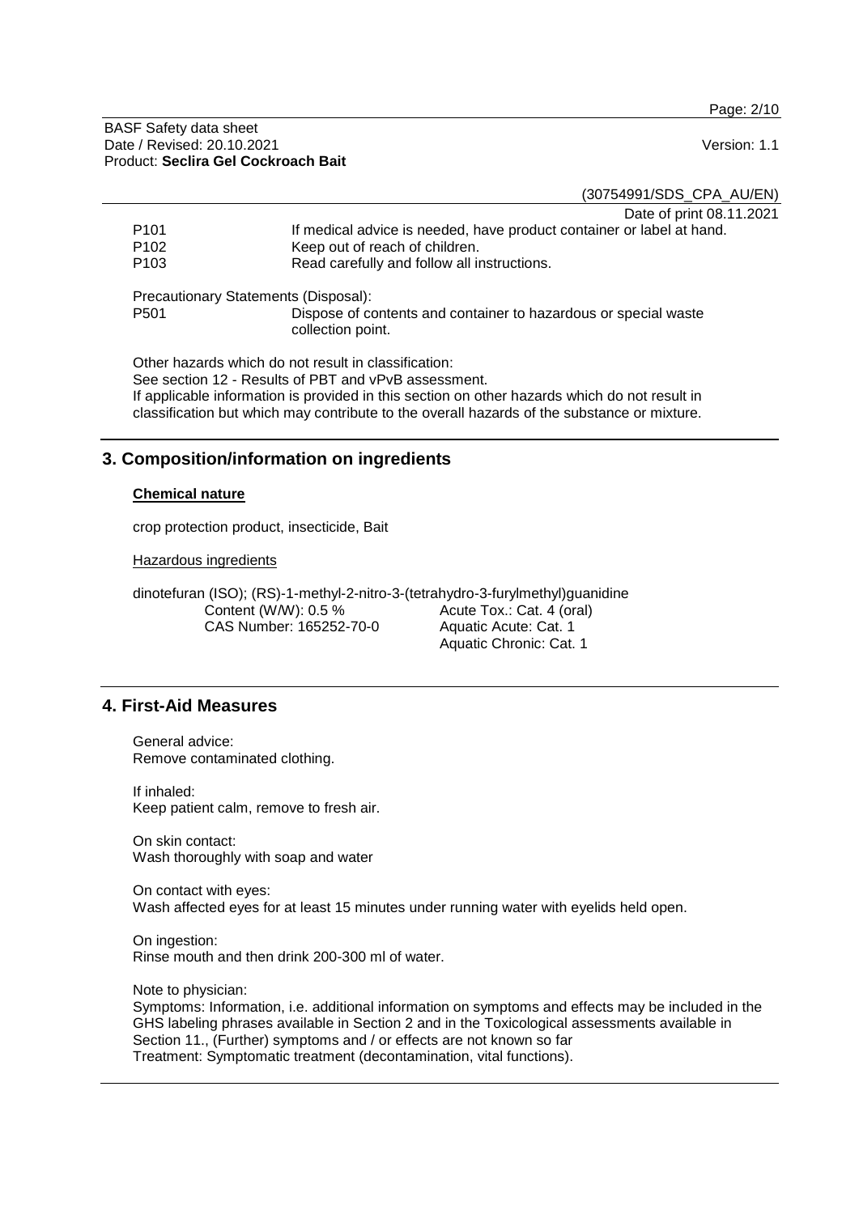| | |
|---|---|
| P101 | If medical advice is needed, have product container or label at hand. |
| P102 | Keep out of reach of children. |
| P103 | Read carefully and follow all instructions. |

Precautionary Statements (Disposal):

| | |
|---|---|
| P501 | Dispose of contents and container to hazardous or special waste collection point. |

Other hazards which do not result in classification:
See section 12 - Results of PBT and vPvB assessment.
If applicable information is provided in this section on other hazards which do not result in classification but which may contribute to the overall hazards of the substance or mixture.

## 3. Composition/information on ingredients

**Chemical nature**

crop protection product, insecticide, Bait

Hazardous ingredients

dinotefuran (ISO); (RS)-1-methyl-2-nitro-3-(tetrahydro-3-furylmethyl)guanidine

| | |
|---|---|
| Content (W/W): 0.5 % | Acute Tox.: Cat. 4 (oral) |
| CAS Number: 165252-70-0 | Aquatic Acute: Cat. 1 |
| | Aquatic Chronic: Cat. 1 |

## 4. First-Aid Measures

General advice:
Remove contaminated clothing.

If inhaled:
Keep patient calm, remove to fresh air.

On skin contact:
Wash thoroughly with soap and water

On contact with eyes:
Wash affected eyes for at least 15 minutes under running water with eyelids held open.

On ingestion:
Rinse mouth and then drink 200-300 ml of water.

Note to physician:
Symptoms: Information, i.e. additional information on symptoms and effects may be included in the GHS labeling phrases available in Section 2 and in the Toxicological assessments available in Section 11., (Further) symptoms and / or effects are not known so far
Treatment: Symptomatic treatment (decontamination, vital functions).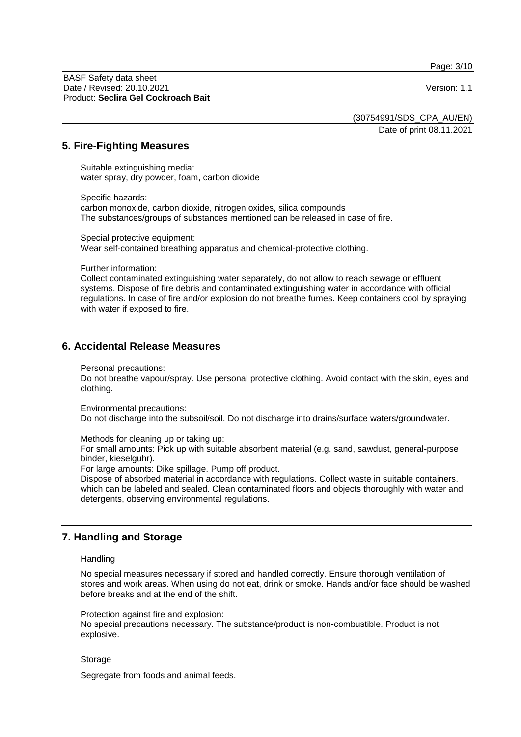## 5. Fire-Fighting Measures

Suitable extinguishing media:
water spray, dry powder, foam, carbon dioxide

Specific hazards:
carbon monoxide, carbon dioxide, nitrogen oxides, silica compounds
The substances/groups of substances mentioned can be released in case of fire.

Special protective equipment:
Wear self-contained breathing apparatus and chemical-protective clothing.

Further information:
Collect contaminated extinguishing water separately, do not allow to reach sewage or effluent systems. Dispose of fire debris and contaminated extinguishing water in accordance with official regulations. In case of fire and/or explosion do not breathe fumes. Keep containers cool by spraying with water if exposed to fire.

## 6. Accidental Release Measures

Personal precautions:
Do not breathe vapour/spray. Use personal protective clothing. Avoid contact with the skin, eyes and clothing.

Environmental precautions:
Do not discharge into the subsoil/soil. Do not discharge into drains/surface waters/groundwater.

Methods for cleaning up or taking up:
For small amounts: Pick up with suitable absorbent material (e.g. sand, sawdust, general-purpose binder, kieselguhr).
For large amounts: Dike spillage. Pump off product.
Dispose of absorbed material in accordance with regulations. Collect waste in suitable containers, which can be labeled and sealed. Clean contaminated floors and objects thoroughly with water and detergents, observing environmental regulations.

## 7. Handling and Storage

### Handling

No special measures necessary if stored and handled correctly. Ensure thorough ventilation of stores and work areas. When using do not eat, drink or smoke. Hands and/or face should be washed before breaks and at the end of the shift.

Protection against fire and explosion:
No special precautions necessary. The substance/product is non-combustible. Product is not explosive.

### Storage

Segregate from foods and animal feeds.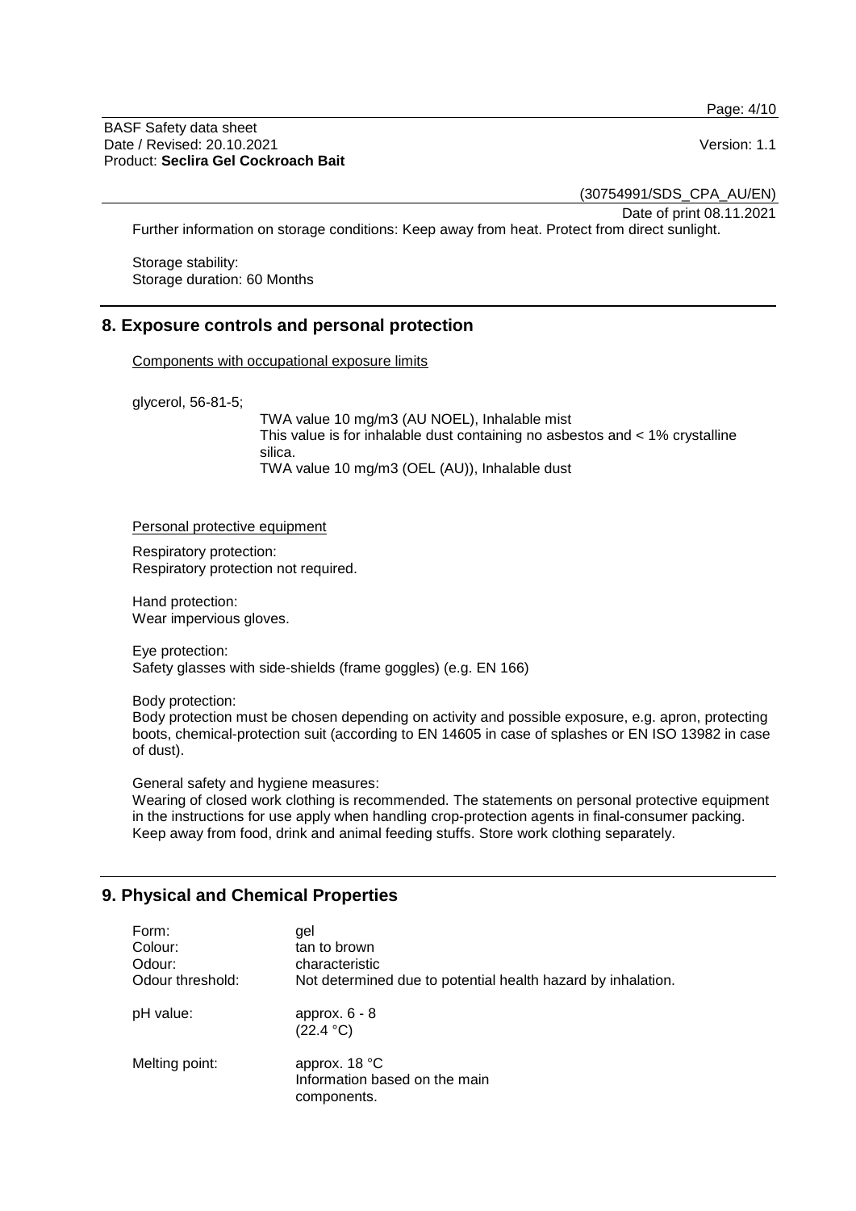Further information on storage conditions: Keep away from heat. Protect from direct sunlight.

Storage stability:
Storage duration: 60 Months

## 8. Exposure controls and personal protection

Components with occupational exposure limits

glycerol, 56-81-5;

TWA value 10 mg/m3 (AU NOEL), Inhalable mist
This value is for inhalable dust containing no asbestos and < 1% crystalline silica.
TWA value 10 mg/m3 (OEL (AU)), Inhalable dust

Personal protective equipment

Respiratory protection:
Respiratory protection not required.

Hand protection:
Wear impervious gloves.

Eye protection:
Safety glasses with side-shields (frame goggles) (e.g. EN 166)

Body protection:
Body protection must be chosen depending on activity and possible exposure, e.g. apron, protecting boots, chemical-protection suit (according to EN 14605 in case of splashes or EN ISO 13982 in case of dust).

General safety and hygiene measures:
Wearing of closed work clothing is recommended. The statements on personal protective equipment in the instructions for use apply when handling crop-protection agents in final-consumer packing. Keep away from food, drink and animal feeding stuffs. Store work clothing separately.

## 9. Physical and Chemical Properties

| | |
|---|---|
| Form: | gel |
| Colour: | tan to brown |
| Odour: | characteristic |
| Odour threshold: | Not determined due to potential health hazard by inhalation. |
| pH value: | approx. 6 - 8 (22.4 °C) |
| Melting point: | approx. 18 °C Information based on the main components. |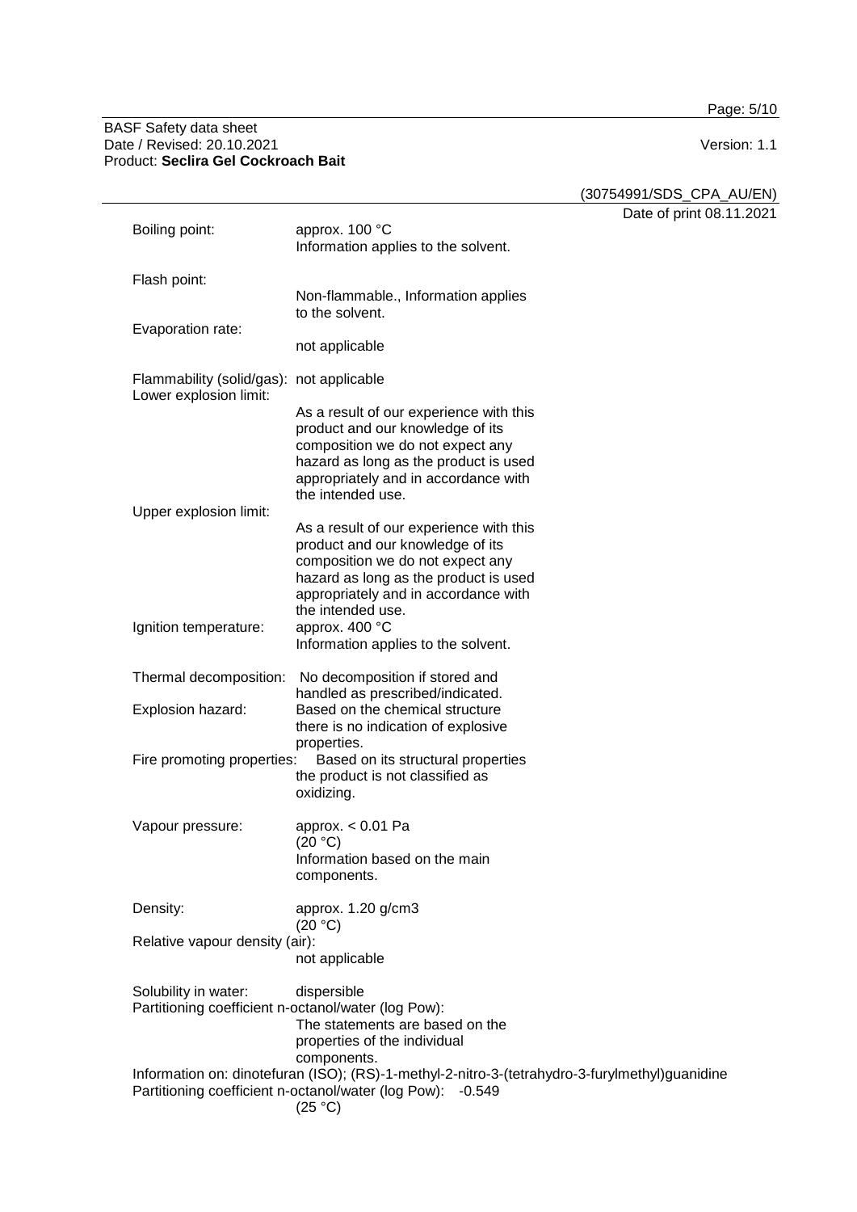Boiling point: approx. 100 °C
Information applies to the solvent.

Flash point:
Non-flammable., Information applies to the solvent.

Evaporation rate:
not applicable

Flammability (solid/gas): not applicable

Lower explosion limit:
As a result of our experience with this product and our knowledge of its composition we do not expect any hazard as long as the product is used appropriately and in accordance with the intended use.

Upper explosion limit:
As a result of our experience with this product and our knowledge of its composition we do not expect any hazard as long as the product is used appropriately and in accordance with the intended use.

Ignition temperature: approx. 400 °C
Information applies to the solvent.

Thermal decomposition: No decomposition if stored and handled as prescribed/indicated.

Explosion hazard: Based on the chemical structure there is no indication of explosive properties.

Fire promoting properties: Based on its structural properties the product is not classified as oxidizing.

Vapour pressure: approx. < 0.01 Pa
(20 °C)
Information based on the main components.

Density: approx. 1.20 g/cm3
(20 °C)

Relative vapour density (air):
not applicable

Solubility in water: dispersible

Partitioning coefficient n-octanol/water (log Pow):
The statements are based on the properties of the individual components.

Information on: dinotefuran (ISO); (RS)-1-methyl-2-nitro-3-(tetrahydro-3-furylmethyl)guanidine
Partitioning coefficient n-octanol/water (log Pow): -0.549
(25 °C)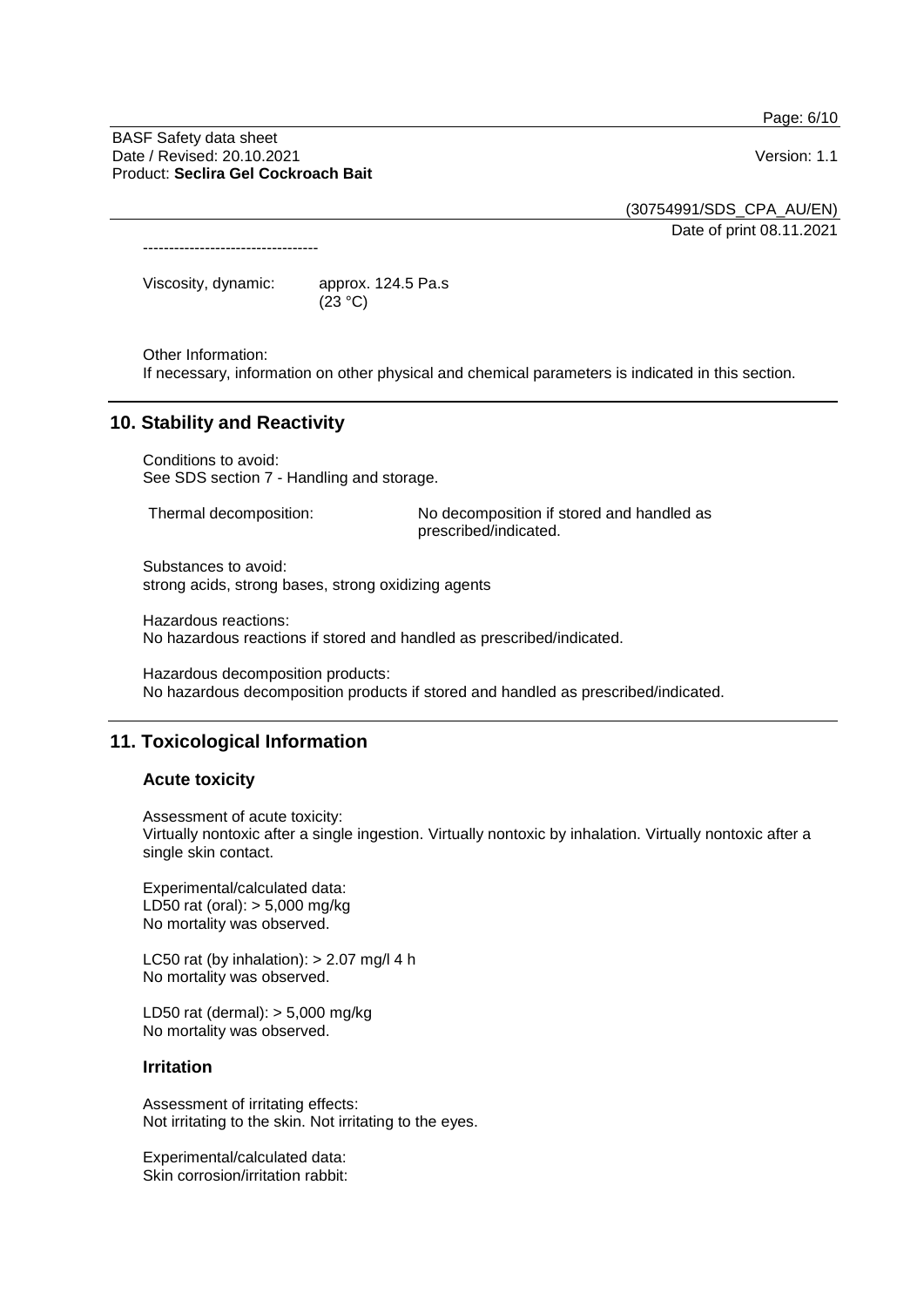----------------------------------

Viscosity, dynamic: approx. 124.5 Pa.s (23 °C)

Other Information:
If necessary, information on other physical and chemical parameters is indicated in this section.

## 10. Stability and Reactivity

Conditions to avoid:
See SDS section 7 - Handling and storage.

Thermal decomposition: No decomposition if stored and handled as prescribed/indicated.

Substances to avoid:
strong acids, strong bases, strong oxidizing agents

Hazardous reactions:
No hazardous reactions if stored and handled as prescribed/indicated.

Hazardous decomposition products:
No hazardous decomposition products if stored and handled as prescribed/indicated.

## 11. Toxicological Information

### Acute toxicity

Assessment of acute toxicity:
Virtually nontoxic after a single ingestion. Virtually nontoxic by inhalation. Virtually nontoxic after a single skin contact.

Experimental/calculated data:
LD50 rat (oral): > 5,000 mg/kg
No mortality was observed.

LC50 rat (by inhalation): > 2.07 mg/l 4 h
No mortality was observed.

LD50 rat (dermal): > 5,000 mg/kg
No mortality was observed.

### Irritation

Assessment of irritating effects:
Not irritating to the skin. Not irritating to the eyes.

Experimental/calculated data:
Skin corrosion/irritation rabbit: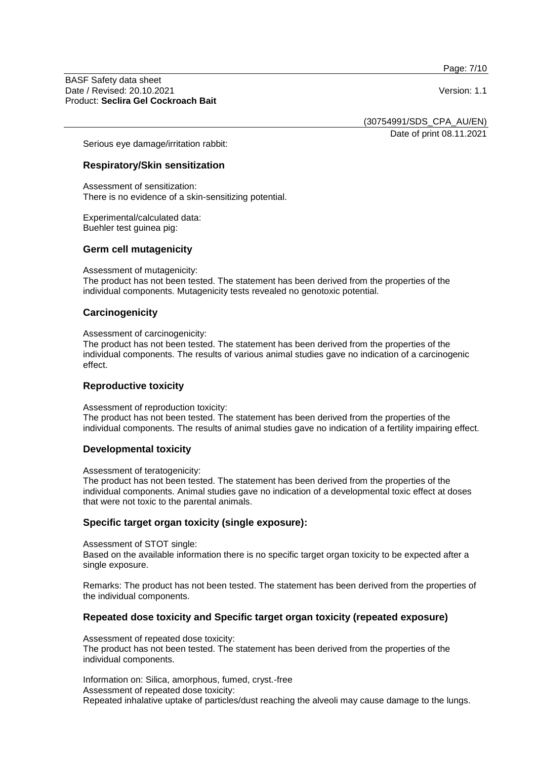Serious eye damage/irritation rabbit:

## Respiratory/Skin sensitization

Assessment of sensitization:
There is no evidence of a skin-sensitizing potential.

Experimental/calculated data:
Buehler test guinea pig:

## Germ cell mutagenicity

Assessment of mutagenicity:
The product has not been tested. The statement has been derived from the properties of the individual components. Mutagenicity tests revealed no genotoxic potential.

## Carcinogenicity

Assessment of carcinogenicity:
The product has not been tested. The statement has been derived from the properties of the individual components. The results of various animal studies gave no indication of a carcinogenic effect.

## Reproductive toxicity

Assessment of reproduction toxicity:
The product has not been tested. The statement has been derived from the properties of the individual components. The results of animal studies gave no indication of a fertility impairing effect.

## Developmental toxicity

Assessment of teratogenicity:
The product has not been tested. The statement has been derived from the properties of the individual components. Animal studies gave no indication of a developmental toxic effect at doses that were not toxic to the parental animals.

## Specific target organ toxicity (single exposure):

Assessment of STOT single:
Based on the available information there is no specific target organ toxicity to be expected after a single exposure.

Remarks: The product has not been tested. The statement has been derived from the properties of the individual components.

## Repeated dose toxicity and Specific target organ toxicity (repeated exposure)

Assessment of repeated dose toxicity:
The product has not been tested. The statement has been derived from the properties of the individual components.

Information on: Silica, amorphous, fumed, cryst.-free
Assessment of repeated dose toxicity:
Repeated inhalative uptake of particles/dust reaching the alveoli may cause damage to the lungs.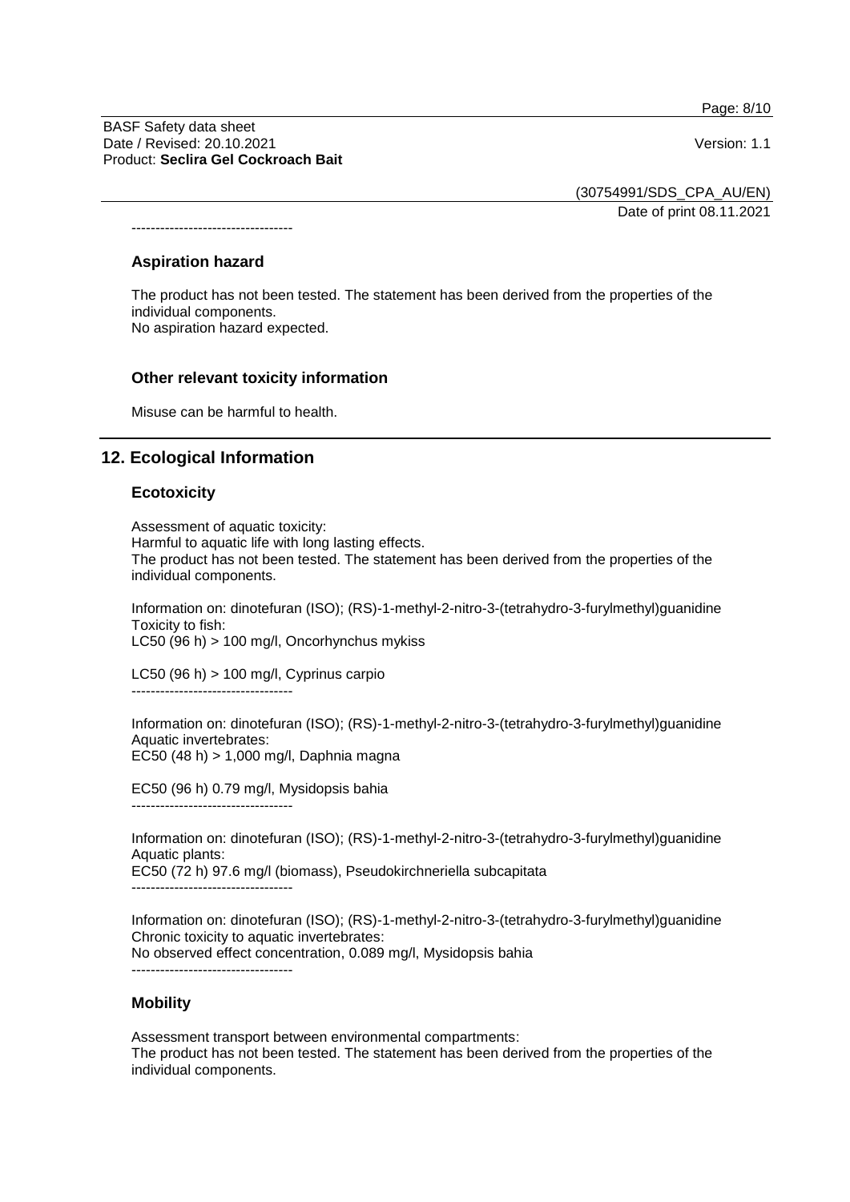----------------------------------

### Aspiration hazard

The product has not been tested. The statement has been derived from the properties of the individual components.
No aspiration hazard expected.

### Other relevant toxicity information

Misuse can be harmful to health.

## 12. Ecological Information

### Ecotoxicity

Assessment of aquatic toxicity:
Harmful to aquatic life with long lasting effects.
The product has not been tested. The statement has been derived from the properties of the individual components.

Information on: dinotefuran (ISO); (RS)-1-methyl-2-nitro-3-(tetrahydro-3-furylmethyl)guanidine
Toxicity to fish:
LC50 (96 h) > 100 mg/l, Oncorhynchus mykiss

LC50 (96 h) > 100 mg/l, Cyprinus carpio
----------------------------------

Information on: dinotefuran (ISO); (RS)-1-methyl-2-nitro-3-(tetrahydro-3-furylmethyl)guanidine
Aquatic invertebrates:
EC50 (48 h) > 1,000 mg/l, Daphnia magna

EC50 (96 h) 0.79 mg/l, Mysidopsis bahia
----------------------------------

Information on: dinotefuran (ISO); (RS)-1-methyl-2-nitro-3-(tetrahydro-3-furylmethyl)guanidine
Aquatic plants:
EC50 (72 h) 97.6 mg/l (biomass), Pseudokirchneriella subcapitata
----------------------------------

Information on: dinotefuran (ISO); (RS)-1-methyl-2-nitro-3-(tetrahydro-3-furylmethyl)guanidine
Chronic toxicity to aquatic invertebrates:
No observed effect concentration, 0.089 mg/l, Mysidopsis bahia
----------------------------------

### Mobility

Assessment transport between environmental compartments:
The product has not been tested. The statement has been derived from the properties of the individual components.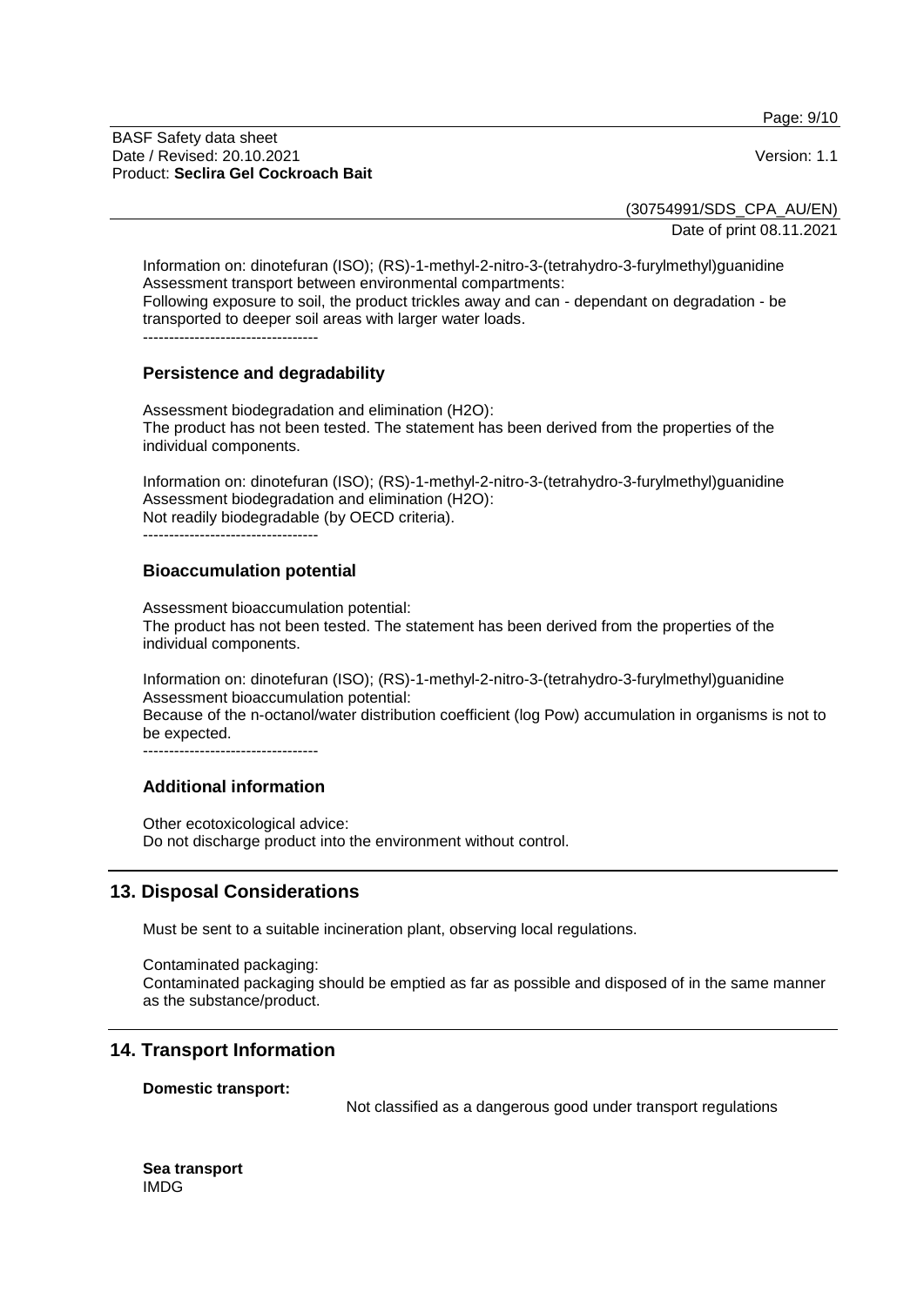Information on: dinotefuran (ISO); (RS)-1-methyl-2-nitro-3-(tetrahydro-3-furylmethyl)guanidine
Assessment transport between environmental compartments:
Following exposure to soil, the product trickles away and can - dependant on degradation - be transported to deeper soil areas with larger water loads.

----------------------------------

### Persistence and degradability

Assessment biodegradation and elimination (H2O):
The product has not been tested. The statement has been derived from the properties of the individual components.

Information on: dinotefuran (ISO); (RS)-1-methyl-2-nitro-3-(tetrahydro-3-furylmethyl)guanidine
Assessment biodegradation and elimination (H2O):
Not readily biodegradable (by OECD criteria).

----------------------------------

### Bioaccumulation potential

Assessment bioaccumulation potential:
The product has not been tested. The statement has been derived from the properties of the individual components.

Information on: dinotefuran (ISO); (RS)-1-methyl-2-nitro-3-(tetrahydro-3-furylmethyl)guanidine
Assessment bioaccumulation potential:
Because of the n-octanol/water distribution coefficient (log Pow) accumulation in organisms is not to be expected.

----------------------------------

### Additional information

Other ecotoxicological advice:
Do not discharge product into the environment without control.

## 13. Disposal Considerations

Must be sent to a suitable incineration plant, observing local regulations.

Contaminated packaging:
Contaminated packaging should be emptied as far as possible and disposed of in the same manner as the substance/product.

## 14. Transport Information

**Domestic transport:**

Not classified as a dangerous good under transport regulations

**Sea transport**
IMDG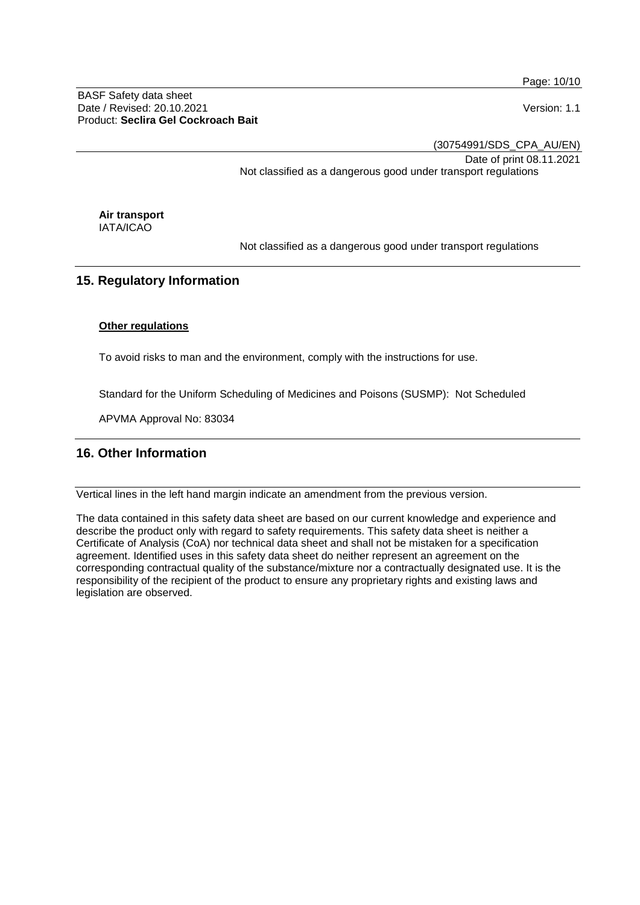Not classified as a dangerous good under transport regulations

**Air transport**
IATA/ICAO

Not classified as a dangerous good under transport regulations

## 15. Regulatory Information

**Other regulations**

To avoid risks to man and the environment, comply with the instructions for use.

Standard for the Uniform Scheduling of Medicines and Poisons (SUSMP): Not Scheduled

APVMA Approval No: 83034

## 16. Other Information

Vertical lines in the left hand margin indicate an amendment from the previous version.

The data contained in this safety data sheet are based on our current knowledge and experience and describe the product only with regard to safety requirements. This safety data sheet is neither a Certificate of Analysis (CoA) nor technical data sheet and shall not be mistaken for a specification agreement. Identified uses in this safety data sheet do neither represent an agreement on the corresponding contractual quality of the substance/mixture nor a contractually designated use. It is the responsibility of the recipient of the product to ensure any proprietary rights and existing laws and legislation are observed.